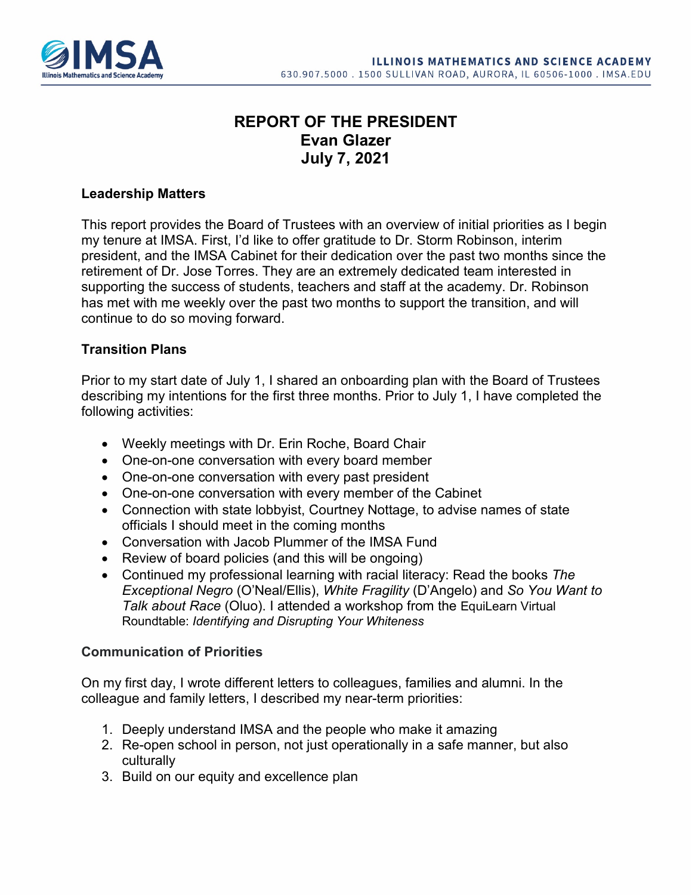# REPORT OF THE PRESIDENT
## Evan Glazer
## July 7, 2021

### Leadership Matters

This report provides the Board of Trustees with an overview of initial priorities as I begin my tenure at IMSA. First, I'd like to offer gratitude to Dr. Storm Robinson, interim president, and the IMSA Cabinet for their dedication over the past two months since the retirement of Dr. Jose Torres. They are an extremely dedicated team interested in supporting the success of students, teachers and staff at the academy. Dr. Robinson has met with me weekly over the past two months to support the transition, and will continue to do so moving forward.

### Transition Plans

Prior to my start date of July 1, I shared an onboarding plan with the Board of Trustees describing my intentions for the first three months. Prior to July 1, I have completed the following activities:

- Weekly meetings with Dr. Erin Roche, Board Chair
- One-on-one conversation with every board member
- One-on-one conversation with every past president
- One-on-one conversation with every member of the Cabinet
- Connection with state lobbyist, Courtney Nottage, to advise names of state officials I should meet in the coming months
- Conversation with Jacob Plummer of the IMSA Fund
- Review of board policies (and this will be ongoing)
- Continued my professional learning with racial literacy: Read the books *The Exceptional Negro* (O'Neal/Ellis), *White Fragility* (D'Angelo) and *So You Want to Talk about Race* (Oluo). I attended a workshop from the EquiLearn Virtual Roundtable: *Identifying and Disrupting Your Whiteness*

### Communication of Priorities

On my first day, I wrote different letters to colleagues, families and alumni. In the colleague and family letters, I described my near-term priorities:

1. Deeply understand IMSA and the people who make it amazing
2. Re-open school in person, not just operationally in a safe manner, but also culturally
3. Build on our equity and excellence plan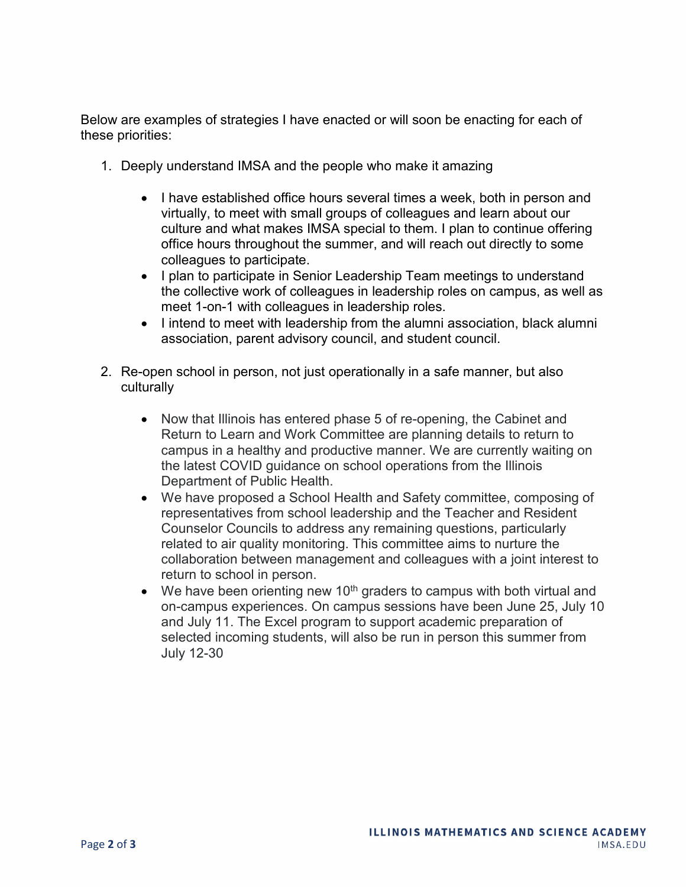Below are examples of strategies I have enacted or will soon be enacting for each of these priorities:

1. Deeply understand IMSA and the people who make it amazing

   - I have established office hours several times a week, both in person and virtually, to meet with small groups of colleagues and learn about our culture and what makes IMSA special to them. I plan to continue offering office hours throughout the summer, and will reach out directly to some colleagues to participate.
   - I plan to participate in Senior Leadership Team meetings to understand the collective work of colleagues in leadership roles on campus, as well as meet 1-on-1 with colleagues in leadership roles.
   - I intend to meet with leadership from the alumni association, black alumni association, parent advisory council, and student council.

2. Re-open school in person, not just operationally in a safe manner, but also culturally

   - Now that Illinois has entered phase 5 of re-opening, the Cabinet and Return to Learn and Work Committee are planning details to return to campus in a healthy and productive manner. We are currently waiting on the latest COVID guidance on school operations from the Illinois Department of Public Health.
   - We have proposed a School Health and Safety committee, composing of representatives from school leadership and the Teacher and Resident Counselor Councils to address any remaining questions, particularly related to air quality monitoring. This committee aims to nurture the collaboration between management and colleagues with a joint interest to return to school in person.
   - We have been orienting new 10th graders to campus with both virtual and on-campus experiences. On campus sessions have been June 25, July 10 and July 11. The Excel program to support academic preparation of selected incoming students, will also be run in person this summer from July 12-30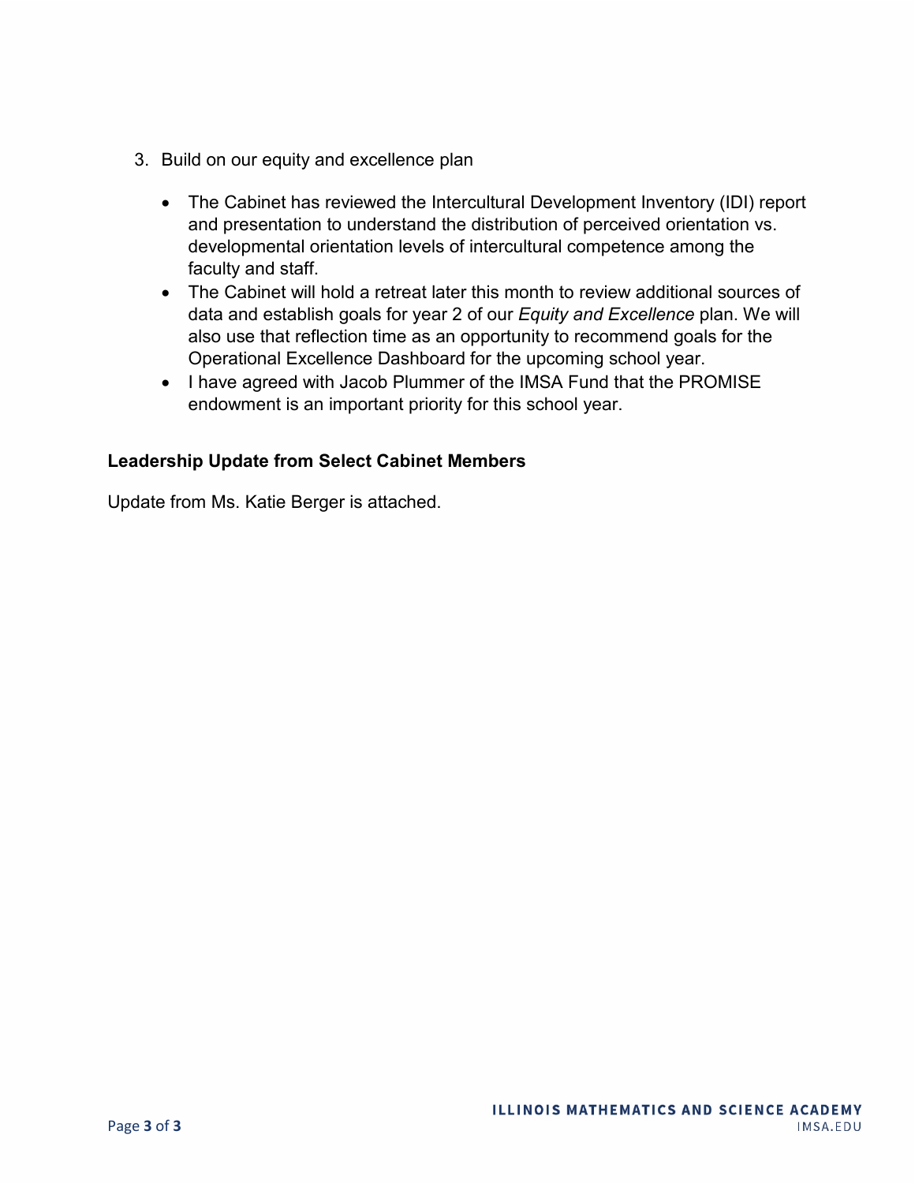3. Build on our equity and excellence plan

    - The Cabinet has reviewed the Intercultural Development Inventory (IDI) report and presentation to understand the distribution of perceived orientation vs. developmental orientation levels of intercultural competence among the faculty and staff.
    - The Cabinet will hold a retreat later this month to review additional sources of data and establish goals for year 2 of our *Equity and Excellence* plan. We will also use that reflection time as an opportunity to recommend goals for the Operational Excellence Dashboard for the upcoming school year.
    - I have agreed with Jacob Plummer of the IMSA Fund that the PROMISE endowment is an important priority for this school year.

**Leadership Update from Select Cabinet Members**

Update from Ms. Katie Berger is attached.